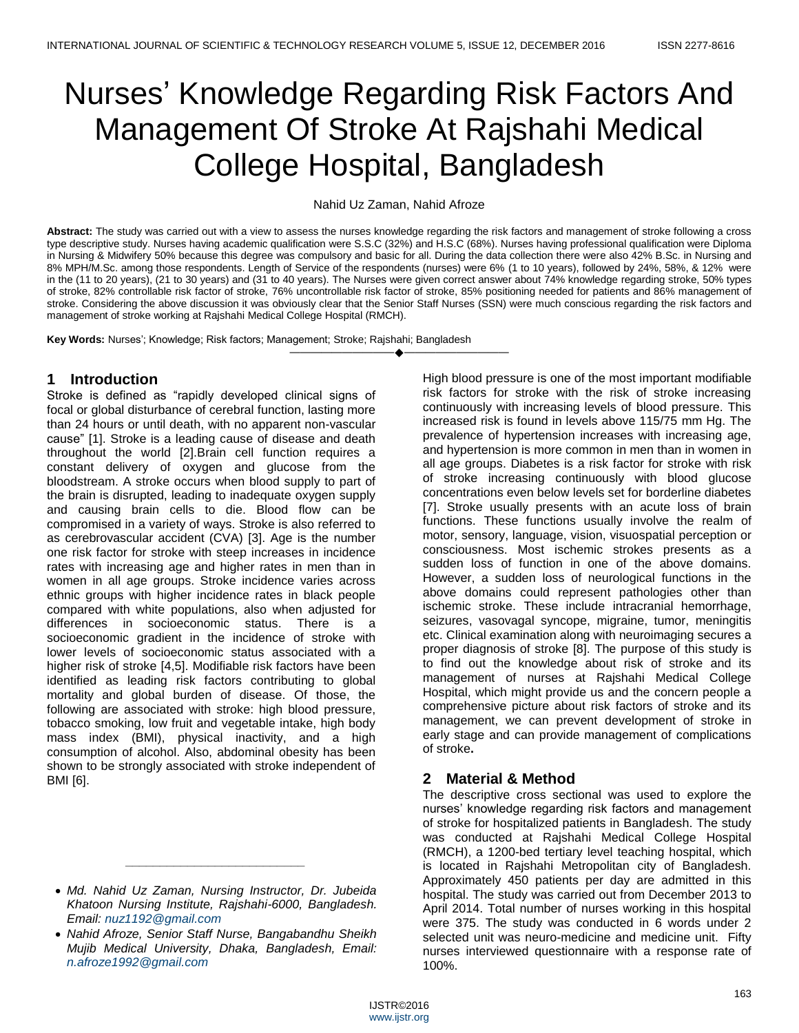# Nurses' Knowledge Regarding Risk Factors And Management Of Stroke At Rajshahi Medical College Hospital, Bangladesh

Nahid Uz Zaman, Nahid Afroze

**Abstract:** The study was carried out with a view to assess the nurses knowledge regarding the risk factors and management of stroke following a cross type descriptive study. Nurses having academic qualification were S.S.C (32%) and H.S.C (68%). Nurses having professional qualification were Diploma in Nursing & Midwifery 50% because this degree was compulsory and basic for all. During the data collection there were also 42% B.Sc. in Nursing and 8% MPH/M.Sc. among those respondents. Length of Service of the respondents (nurses) were 6% (1 to 10 years), followed by 24%, 58%, & 12% were in the (11 to 20 years), (21 to 30 years) and (31 to 40 years). The Nurses were given correct answer about 74% knowledge regarding stroke, 50% types of stroke, 82% controllable risk factor of stroke, 76% uncontrollable risk factor of stroke, 85% positioning needed for patients and 86% management of stroke. Considering the above discussion it was obviously clear that the Senior Staff Nurses (SSN) were much conscious regarding the risk factors and management of stroke working at Rajshahi Medical College Hospital (RMCH).

**Key Words:** Nurses'; Knowledge; Risk factors; Management; Stroke; Rajshahi; Bangladesh

## 1 Introduction

Stroke is defined as "rapidly developed clinical signs of focal or global disturbance of cerebral function, lasting more than 24 hours or until death, with no apparent non-vascular cause" [1]. Stroke is a leading cause of disease and death throughout the world [2].Brain cell function requires a constant delivery of oxygen and glucose from the bloodstream. A stroke occurs when blood supply to part of the brain is disrupted, leading to inadequate oxygen supply and causing brain cells to die. Blood flow can be compromised in a variety of ways. Stroke is also referred to as cerebrovascular accident (CVA) [3]. Age is the number one risk factor for stroke with steep increases in incidence rates with increasing age and higher rates in men than in women in all age groups. Stroke incidence varies across ethnic groups with higher incidence rates in black people compared with white populations, also when adjusted for differences in socioeconomic status. There is a socioeconomic gradient in the incidence of stroke with lower levels of socioeconomic status associated with a higher risk of stroke [4,5]. Modifiable risk factors have been identified as leading risk factors contributing to global mortality and global burden of disease. Of those, the following are associated with stroke: high blood pressure, tobacco smoking, low fruit and vegetable intake, high body mass index (BMI), physical inactivity, and a high consumption of alcohol. Also, abdominal obesity has been shown to be strongly associated with stroke independent of BMI [6].

High blood pressure is one of the most important modifiable risk factors for stroke with the risk of stroke increasing continuously with increasing levels of blood pressure. This increased risk is found in levels above 115/75 mm Hg. The prevalence of hypertension increases with increasing age, and hypertension is more common in men than in women in all age groups. Diabetes is a risk factor for stroke with risk of stroke increasing continuously with blood glucose concentrations even below levels set for borderline diabetes [7]. Stroke usually presents with an acute loss of brain functions. These functions usually involve the realm of motor, sensory, language, vision, visuospatial perception or consciousness. Most ischemic strokes presents as a sudden loss of function in one of the above domains. However, a sudden loss of neurological functions in the above domains could represent pathologies other than ischemic stroke. These include intracranial hemorrhage, seizures, vasovagal syncope, migraine, tumor, meningitis etc. Clinical examination along with neuroimaging secures a proper diagnosis of stroke [8]. The purpose of this study is to find out the knowledge about risk of stroke and its management of nurses at Rajshahi Medical College Hospital, which might provide us and the concern people a comprehensive picture about risk factors of stroke and its management, we can prevent development of stroke in early stage and can provide management of complications of stroke**.**

## 2 Material & Method

The descriptive cross sectional was used to explore the nurses' knowledge regarding risk factors and management of stroke for hospitalized patients in Bangladesh. The study was conducted at Rajshahi Medical College Hospital (RMCH), a 1200-bed tertiary level teaching hospital, which is located in Rajshahi Metropolitan city of Bangladesh. Approximately 450 patients per day are admitted in this hospital. The study was carried out from December 2013 to April 2014. Total number of nurses working in this hospital were 375. The study was conducted in 6 words under 2 selected unit was neuro-medicine and medicine unit. Fifty nurses interviewed questionnaire with a response rate of 100%.

---

- *Md. Nahid Uz Zaman, Nursing Instructor, Dr. Jubeida Khatoon Nursing Institute, Rajshahi-6000, Bangladesh. Email: nuz1192@gmail.com*
- *Nahid Afroze, Senior Staff Nurse, Bangabandhu Sheikh Mujib Medical University, Dhaka, Bangladesh, Email: n.afroze1992@gmail.com*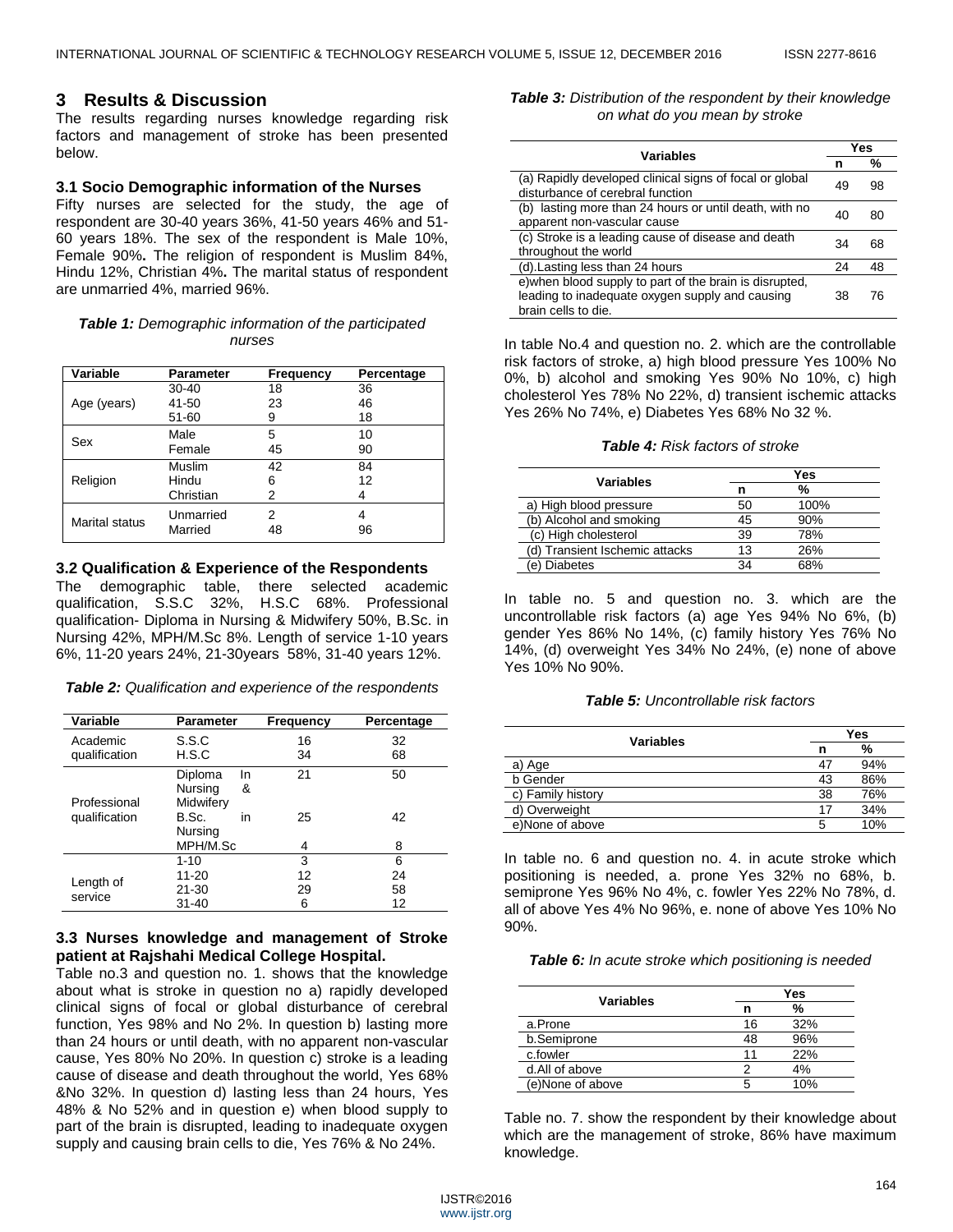## 3 Results & Discussion

The results regarding nurses knowledge regarding risk factors and management of stroke has been presented below.

### 3.1 Socio Demographic information of the Nurses

Fifty nurses are selected for the study, the age of respondent are 30-40 years 36%, 41-50 years 46% and 51-60 years 18%. The sex of the respondent is Male 10%, Female 90%**.** The religion of respondent is Muslim 84%, Hindu 12%, Christian 4%**.** The marital status of respondent are unmarried 4%, married 96%.

***Table 1:*** *Demographic information of the participated nurses*

| Variable | Parameter | Frequency | Percentage |
|---|---|---|---|
| Age (years) | 30-40 | 18 | 36 |
| | 41-50 | 23 | 46 |
| | 51-60 | 9 | 18 |
| Sex | Male | 5 | 10 |
| | Female | 45 | 90 |
| Religion | Muslim | 42 | 84 |
| | Hindu | 6 | 12 |
| | Christian | 2 | 4 |
| Marital status | Unmarried | 2 | 4 |
| | Married | 48 | 96 |

### 3.2 Qualification & Experience of the Respondents

The demographic table, there selected academic qualification, S.S.C 32%, H.S.C 68%. Professional qualification- Diploma in Nursing & Midwifery 50%, B.Sc. in Nursing 42%, MPH/M.Sc 8%. Length of service 1-10 years 6%, 11-20 years 24%, 21-30years 58%, 31-40 years 12%.

***Table 2:*** *Qualification and experience of the respondents*

| Variable | Parameter | Frequency | Percentage |
|---|---|---|---|
| Academic qualification | S.S.C | 16 | 32 |
| | H.S.C | 34 | 68 |
| Professional qualification | Diploma In Nursing & Midwifery | 21 | 50 |
| | B.Sc. in Nursing | 25 | 42 |
| | MPH/M.Sc | 4 | 8 |
| Length of service | 1-10 | 3 | 6 |
| | 11-20 | 12 | 24 |
| | 21-30 | 29 | 58 |
| | 31-40 | 6 | 12 |

### 3.3 Nurses knowledge and management of Stroke patient at Rajshahi Medical College Hospital.

Table no.3 and question no. 1. shows that the knowledge about what is stroke in question no a) rapidly developed clinical signs of focal or global disturbance of cerebral function, Yes 98% and No 2%. In question b) lasting more than 24 hours or until death, with no apparent non-vascular cause, Yes 80% No 20%. In question c) stroke is a leading cause of disease and death throughout the world, Yes 68% &No 32%. In question d) lasting less than 24 hours, Yes 48% & No 52% and in question e) when blood supply to part of the brain is disrupted, leading to inadequate oxygen supply and causing brain cells to die, Yes 76% & No 24%.

***Table 3:*** *Distribution of the respondent by their knowledge on what do you mean by stroke*

| Variables | Yes | |
|---|---|---|
| | n | % |
| (a) Rapidly developed clinical signs of focal or global disturbance of cerebral function | 49 | 98 |
| (b) lasting more than 24 hours or until death, with no apparent non-vascular cause | 40 | 80 |
| (c) Stroke is a leading cause of disease and death throughout the world | 34 | 68 |
| (d).Lasting less than 24 hours | 24 | 48 |
| e)when blood supply to part of the brain is disrupted, leading to inadequate oxygen supply and causing brain cells to die. | 38 | 76 |

In table No.4 and question no. 2. which are the controllable risk factors of stroke, a) high blood pressure Yes 100% No 0%, b) alcohol and smoking Yes 90% No 10%, c) high cholesterol Yes 78% No 22%, d) transient ischemic attacks Yes 26% No 74%, e) Diabetes Yes 68% No 32 %.

***Table 4:*** *Risk factors of stroke*

| Variables | Yes | |
|---|---|---|
| | n | % |
| a) High blood pressure | 50 | 100% |
| (b) Alcohol and smoking | 45 | 90% |
| (c) High cholesterol | 39 | 78% |
| (d) Transient Ischemic attacks | 13 | 26% |
| (e) Diabetes | 34 | 68% |

In table no. 5 and question no. 3. which are the uncontrollable risk factors (a) age Yes 94% No 6%, (b) gender Yes 86% No 14%, (c) family history Yes 76% No 14%, (d) overweight Yes 34% No 24%, (e) none of above Yes 10% No 90%.

***Table 5:*** *Uncontrollable risk factors*

| Variables | Yes | |
|---|---|---|
| | n | % |
| a) Age | 47 | 94% |
| b Gender | 43 | 86% |
| c) Family history | 38 | 76% |
| d) Overweight | 17 | 34% |
| e)None of above | 5 | 10% |

In table no. 6 and question no. 4. in acute stroke which positioning is needed, a. prone Yes 32% no 68%, b. semiprone Yes 96% No 4%, c. fowler Yes 22% No 78%, d. all of above Yes 4% No 96%, e. none of above Yes 10% No 90%.

***Table 6:*** *In acute stroke which positioning is needed*

| Variables | Yes | |
|---|---|---|
| | n | % |
| a.Prone | 16 | 32% |
| b.Semiprone | 48 | 96% |
| c.fowler | 11 | 22% |
| d.All of above | 2 | 4% |
| (e)None of above | 5 | 10% |

Table no. 7. show the respondent by their knowledge about which are the management of stroke, 86% have maximum knowledge.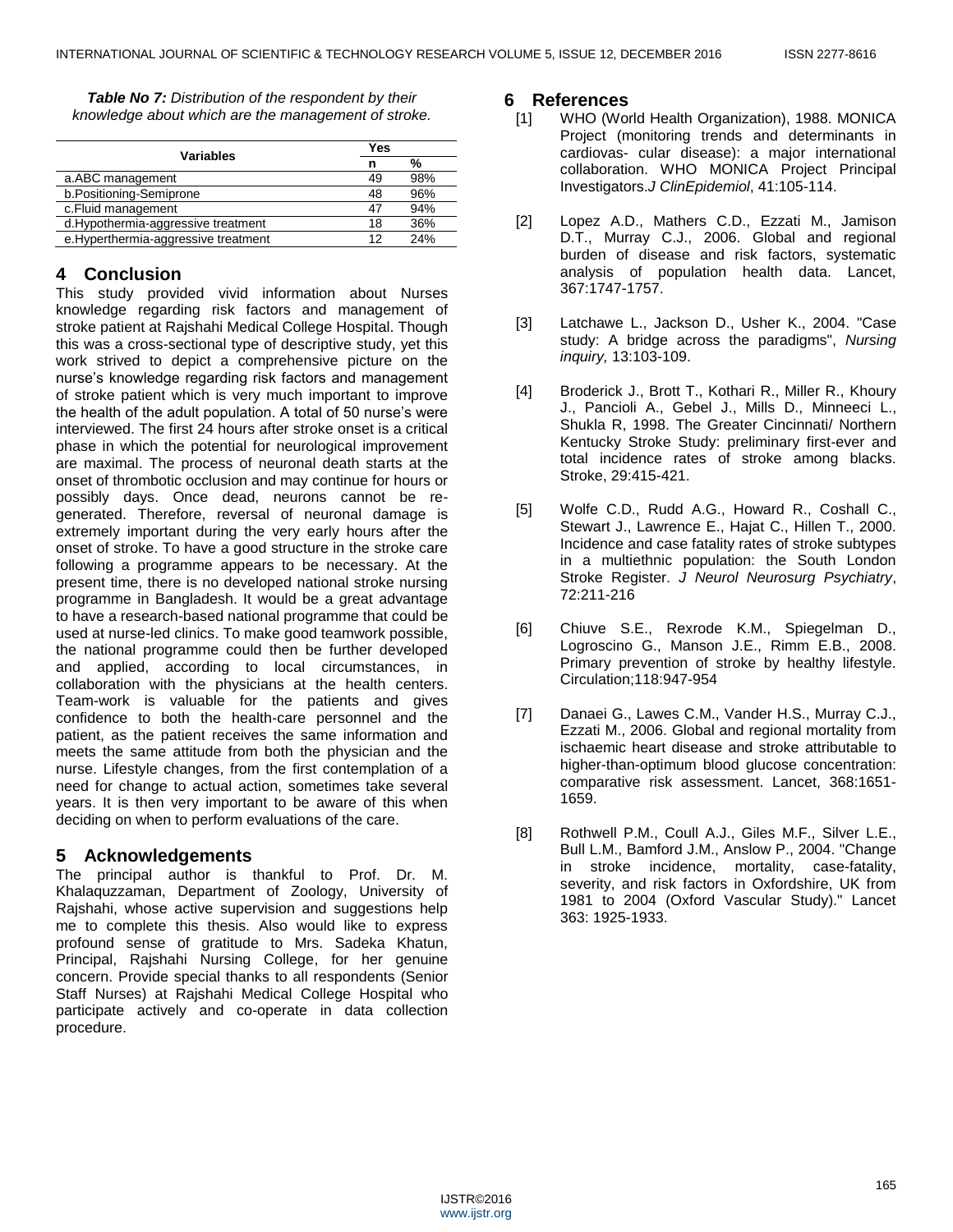***Table No 7:*** *Distribution of the respondent by their knowledge about which are the management of stroke.*

| Variables | Yes | |
|---|---|---|
| | n | % |
| a.ABC management | 49 | 98% |
| b.Positioning-Semiprone | 48 | 96% |
| c.Fluid management | 47 | 94% |
| d.Hypothermia-aggressive treatment | 18 | 36% |
| e.Hyperthermia-aggressive treatment | 12 | 24% |

## 4 Conclusion

This study provided vivid information about Nurses knowledge regarding risk factors and management of stroke patient at Rajshahi Medical College Hospital. Though this was a cross-sectional type of descriptive study, yet this work strived to depict a comprehensive picture on the nurse's knowledge regarding risk factors and management of stroke patient which is very much important to improve the health of the adult population. A total of 50 nurse's were interviewed. The first 24 hours after stroke onset is a critical phase in which the potential for neurological improvement are maximal. The process of neuronal death starts at the onset of thrombotic occlusion and may continue for hours or possibly days. Once dead, neurons cannot be re-generated. Therefore, reversal of neuronal damage is extremely important during the very early hours after the onset of stroke. To have a good structure in the stroke care following a programme appears to be necessary. At the present time, there is no developed national stroke nursing programme in Bangladesh. It would be a great advantage to have a research-based national programme that could be used at nurse-led clinics. To make good teamwork possible, the national programme could then be further developed and applied, according to local circumstances, in collaboration with the physicians at the health centers. Team-work is valuable for the patients and gives confidence to both the health-care personnel and the patient, as the patient receives the same information and meets the same attitude from both the physician and the nurse. Lifestyle changes, from the first contemplation of a need for change to actual action, sometimes take several years. It is then very important to be aware of this when deciding on when to perform evaluations of the care.

## 5 Acknowledgements

The principal author is thankful to Prof. Dr. M. Khalaquzzaman, Department of Zoology, University of Rajshahi, whose active supervision and suggestions help me to complete this thesis. Also would like to express profound sense of gratitude to Mrs. Sadeka Khatun, Principal, Rajshahi Nursing College, for her genuine concern. Provide special thanks to all respondents (Senior Staff Nurses) at Rajshahi Medical College Hospital who participate actively and co-operate in data collection procedure.

## 6 References

[1] WHO (World Health Organization), 1988. MONICA Project (monitoring trends and determinants in cardiovas- cular disease): a major international collaboration. WHO MONICA Project Principal Investigators.*J ClinEpidemiol*, 41:105-114.

[2] Lopez A.D., Mathers C.D., Ezzati M., Jamison D.T., Murray C.J., 2006. Global and regional burden of disease and risk factors, systematic analysis of population health data. Lancet, 367:1747-1757.

[3] Latchawe L., Jackson D., Usher K., 2004. "Case study: A bridge across the paradigms", *Nursing inquiry,* 13:103-109.

[4] Broderick J., Brott T., Kothari R., Miller R., Khoury J., Pancioli A., Gebel J., Mills D., Minneeci L., Shukla R, 1998. The Greater Cincinnati/ Northern Kentucky Stroke Study: preliminary first-ever and total incidence rates of stroke among blacks. Stroke, 29:415-421.

[5] Wolfe C.D., Rudd A.G., Howard R., Coshall C., Stewart J., Lawrence E., Hajat C., Hillen T., 2000. Incidence and case fatality rates of stroke subtypes in a multiethnic population: the South London Stroke Register. *J Neurol Neurosurg Psychiatry*, 72:211-216

[6] Chiuve S.E., Rexrode K.M., Spiegelman D., Logroscino G., Manson J.E., Rimm E.B., 2008. Primary prevention of stroke by healthy lifestyle. Circulation;118:947-954

[7] Danaei G., Lawes C.M., Vander H.S., Murray C.J., Ezzati M., 2006. Global and regional mortality from ischaemic heart disease and stroke attributable to higher-than-optimum blood glucose concentration: comparative risk assessment. Lancet, 368:1651-1659.

[8] Rothwell P.M., Coull A.J., Giles M.F., Silver L.E., Bull L.M., Bamford J.M., Anslow P., 2004. "Change in stroke incidence, mortality, case-fatality, severity, and risk factors in Oxfordshire, UK from 1981 to 2004 (Oxford Vascular Study)." Lancet 363: 1925-1933.